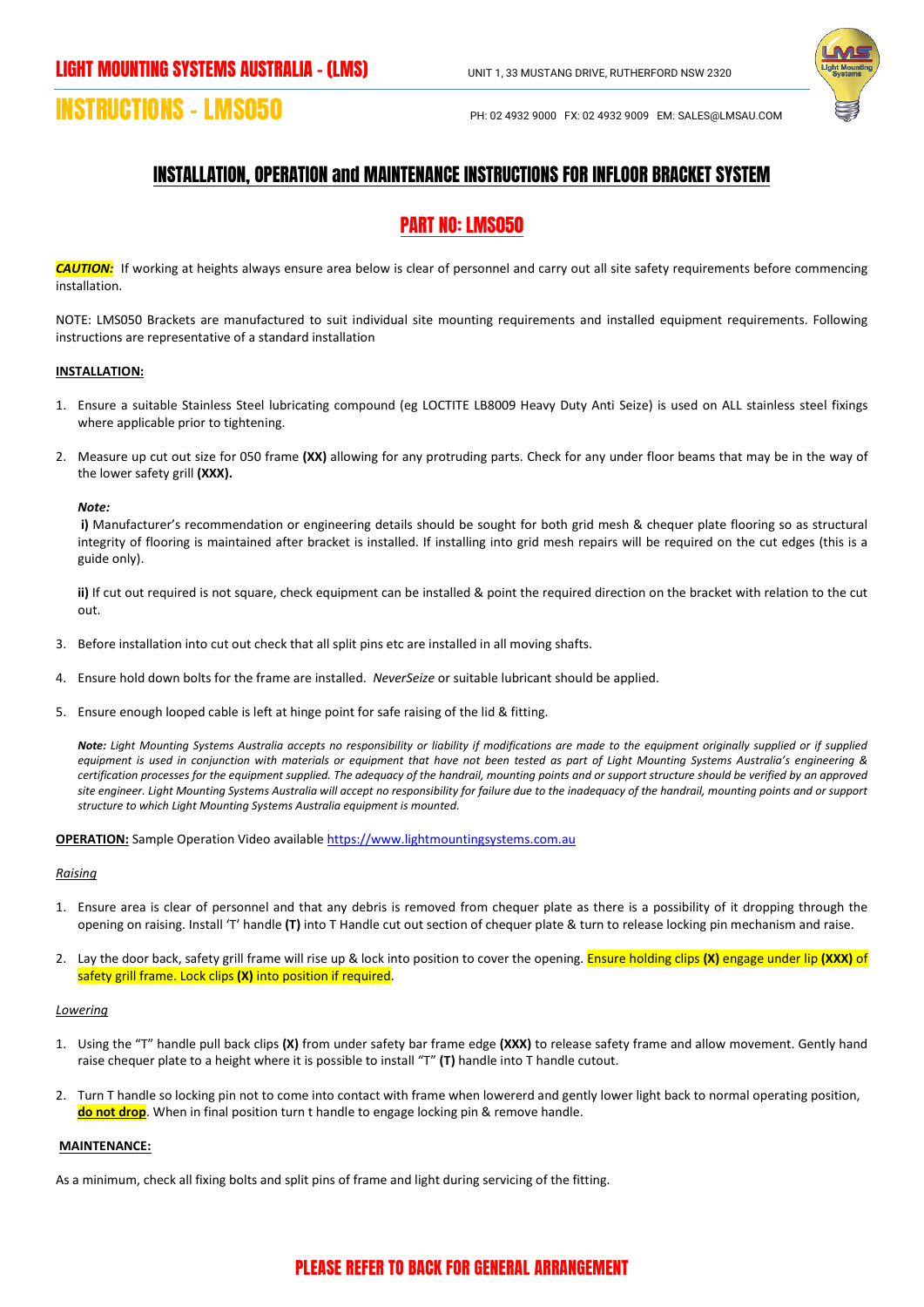# LIGHT MOUNTING SYSTEMS AUSTRALIA - (LMS)

UNIT 1, 33 MUSTANG DRIVE, RUTHERFORD NSW 2320

# INSTRUCTIONS - LMS050

PH: 02 4932 9000 FX: 02 4932 9009 EM: SALES@LMSAU.COM

## INSTALLATION, OPERATION and MAINTENANCE INSTRUCTIONS FOR INFLOOR BRACKET SYSTEM

## PART NO: LMS050

***CAUTION:*** If working at heights always ensure area below is clear of personnel and carry out all site safety requirements before commencing installation.

NOTE: LMS050 Brackets are manufactured to suit individual site mounting requirements and installed equipment requirements. Following instructions are representative of a standard installation

**INSTALLATION:**

1. Ensure a suitable Stainless Steel lubricating compound (eg LOCTITE LB8009 Heavy Duty Anti Seize) is used on ALL stainless steel fixings where applicable prior to tightening.

2. Measure up cut out size for 050 frame **(XX)** allowing for any protruding parts. Check for any under floor beams that may be in the way of the lower safety grill **(XXX).**

   ***Note:***

   **i)** Manufacturer's recommendation or engineering details should be sought for both grid mesh & chequer plate flooring so as structural integrity of flooring is maintained after bracket is installed. If installing into grid mesh repairs will be required on the cut edges (this is a guide only).

   **ii)** If cut out required is not square, check equipment can be installed & point the required direction on the bracket with relation to the cut out.

3. Before installation into cut out check that all split pins etc are installed in all moving shafts.

4. Ensure hold down bolts for the frame are installed. *NeverSeize* or suitable lubricant should be applied.

5. Ensure enough looped cable is left at hinge point for safe raising of the lid & fitting.

   ***Note:*** *Light Mounting Systems Australia accepts no responsibility or liability if modifications are made to the equipment originally supplied or if supplied equipment is used in conjunction with materials or equipment that have not been tested as part of Light Mounting Systems Australia's engineering & certification processes for the equipment supplied. The adequacy of the handrail, mounting points and or support structure should be verified by an approved site engineer. Light Mounting Systems Australia will accept no responsibility for failure due to the inadequacy of the handrail, mounting points and or support structure to which Light Mounting Systems Australia equipment is mounted.*

**OPERATION:** Sample Operation Video available https://www.lightmountingsystems.com.au

*Raising*

1. Ensure area is clear of personnel and that any debris is removed from chequer plate as there is a possibility of it dropping through the opening on raising. Install 'T' handle **(T)** into T Handle cut out section of chequer plate & turn to release locking pin mechanism and raise.

2. Lay the door back, safety grill frame will rise up & lock into position to cover the opening. Ensure holding clips **(X)** engage under lip **(XXX)** of safety grill frame. Lock clips **(X)** into position if required.

*Lowering*

1. Using the "T" handle pull back clips **(X)** from under safety bar frame edge **(XXX)** to release safety frame and allow movement. Gently hand raise chequer plate to a height where it is possible to install "T" **(T)** handle into T handle cutout.

2. Turn T handle so locking pin not to come into contact with frame when lowererd and gently lower light back to normal operating position, **do not drop**. When in final position turn t handle to engage locking pin & remove handle.

**MAINTENANCE:**

As a minimum, check all fixing bolts and split pins of frame and light during servicing of the fitting.

**PLEASE REFER TO BACK FOR GENERAL ARRANGEMENT**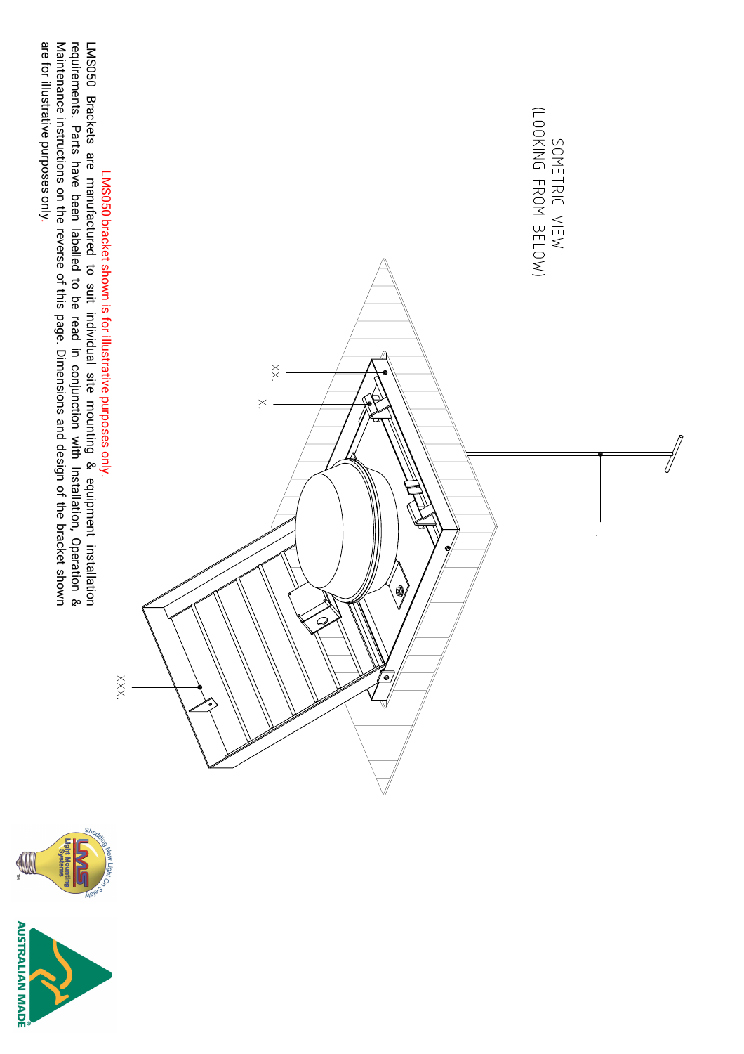ISOMETRIC VIEW
(LOOKING FROM BELOW)

T.

XX.

X.

XXX.

LMS050 bracket shown is for illustrative purposes only.

LMS050 Brackets are manufactured to suit individual site mounting & equipment installation requirements. Parts have been labelled to be read in conjunction with Installation, Operation & Maintenance instructions on the reverse of this page. Dimensions and design of the bracket shown are for illustrative purposes only.